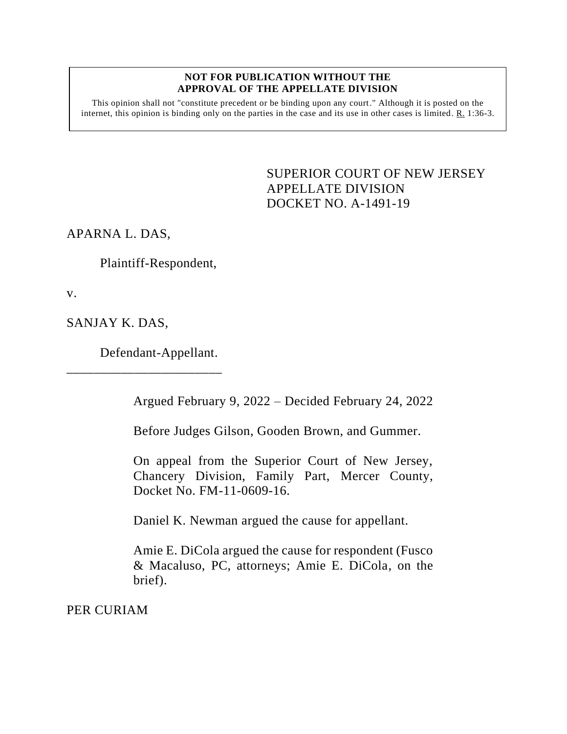**NOT FOR PUBLICATION WITHOUT THE APPROVAL OF THE APPELLATE DIVISION**

This opinion shall not "constitute precedent or be binding upon any court." Although it is posted on the internet, this opinion is binding only on the parties in the case and its use in other cases is limited. R. 1:36-3.

SUPERIOR COURT OF NEW JERSEY
APPELLATE DIVISION
DOCKET NO. A-1491-19

APARNA L. DAS,

Plaintiff-Respondent,

v.

SANJAY K. DAS,

Defendant-Appellant.

\_\_\_\_\_\_\_\_\_\_\_\_\_\_\_\_\_\_\_\_\_\_\_\_\_\_

Argued February 9, 2022 – Decided February 24, 2022

Before Judges Gilson, Gooden Brown, and Gummer.

On appeal from the Superior Court of New Jersey, Chancery Division, Family Part, Mercer County, Docket No. FM-11-0609-16.

Daniel K. Newman argued the cause for appellant.

Amie E. DiCola argued the cause for respondent (Fusco & Macaluso, PC, attorneys; Amie E. DiCola, on the brief).

PER CURIAM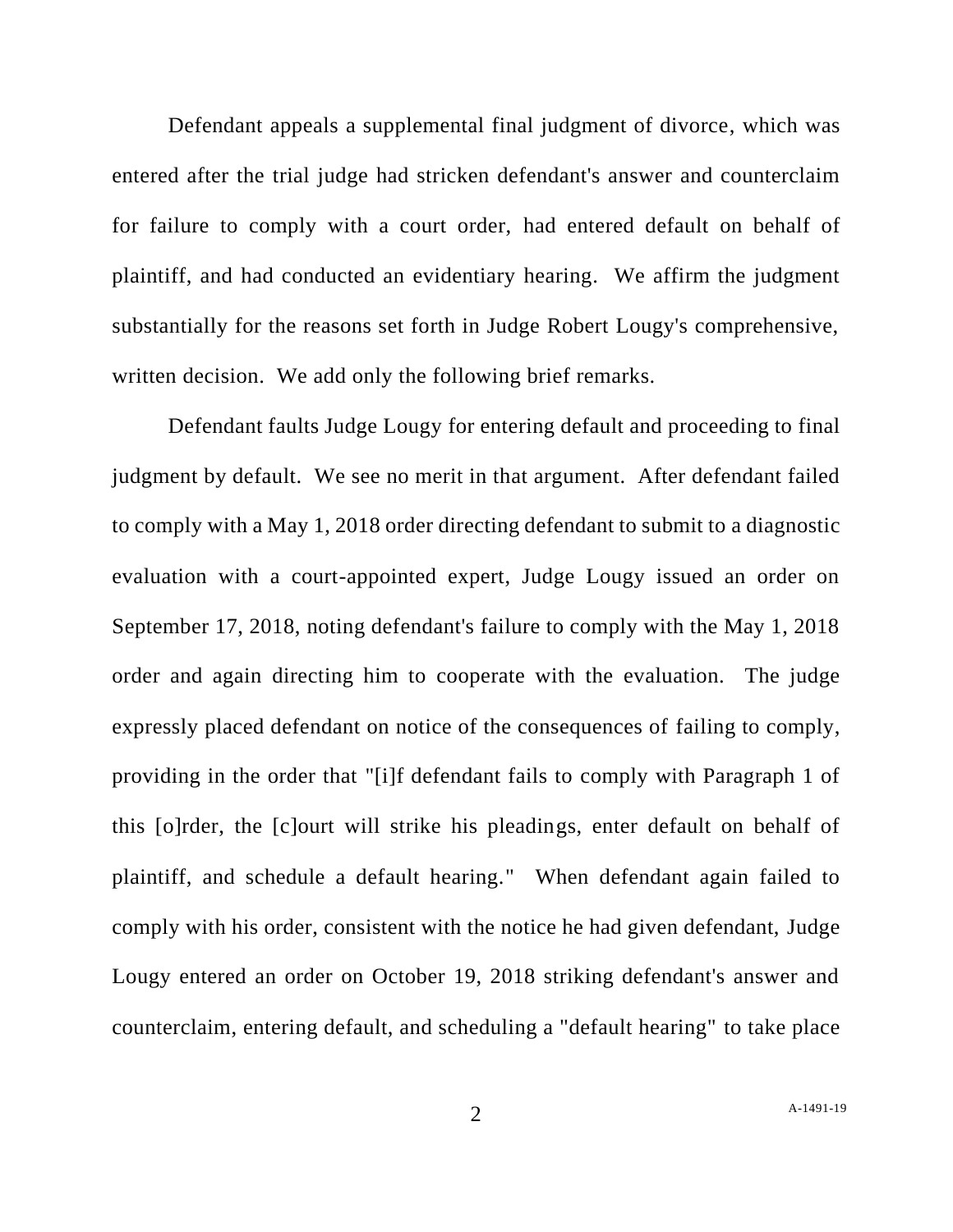Defendant appeals a supplemental final judgment of divorce, which was entered after the trial judge had stricken defendant's answer and counterclaim for failure to comply with a court order, had entered default on behalf of plaintiff, and had conducted an evidentiary hearing. We affirm the judgment substantially for the reasons set forth in Judge Robert Lougy's comprehensive, written decision. We add only the following brief remarks.

Defendant faults Judge Lougy for entering default and proceeding to final judgment by default. We see no merit in that argument. After defendant failed to comply with a May 1, 2018 order directing defendant to submit to a diagnostic evaluation with a court-appointed expert, Judge Lougy issued an order on September 17, 2018, noting defendant's failure to comply with the May 1, 2018 order and again directing him to cooperate with the evaluation. The judge expressly placed defendant on notice of the consequences of failing to comply, providing in the order that "[i]f defendant fails to comply with Paragraph 1 of this [o]rder, the [c]ourt will strike his pleadings, enter default on behalf of plaintiff, and schedule a default hearing." When defendant again failed to comply with his order, consistent with the notice he had given defendant, Judge Lougy entered an order on October 19, 2018 striking defendant's answer and counterclaim, entering default, and scheduling a "default hearing" to take place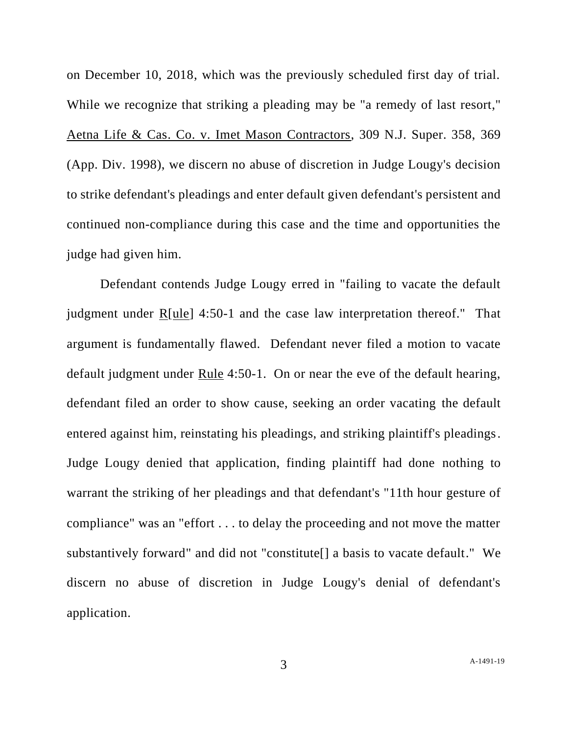on December 10, 2018, which was the previously scheduled first day of trial. While we recognize that striking a pleading may be "a remedy of last resort," Aetna Life & Cas. Co. v. Imet Mason Contractors, 309 N.J. Super. 358, 369 (App. Div. 1998), we discern no abuse of discretion in Judge Lougy's decision to strike defendant's pleadings and enter default given defendant's persistent and continued non-compliance during this case and the time and opportunities the judge had given him.

Defendant contends Judge Lougy erred in "failing to vacate the default judgment under R[ule] 4:50-1 and the case law interpretation thereof." That argument is fundamentally flawed. Defendant never filed a motion to vacate default judgment under Rule 4:50-1. On or near the eve of the default hearing, defendant filed an order to show cause, seeking an order vacating the default entered against him, reinstating his pleadings, and striking plaintiff's pleadings. Judge Lougy denied that application, finding plaintiff had done nothing to warrant the striking of her pleadings and that defendant's "11th hour gesture of compliance" was an "effort . . . to delay the proceeding and not move the matter substantively forward" and did not "constitute[] a basis to vacate default." We discern no abuse of discretion in Judge Lougy's denial of defendant's application.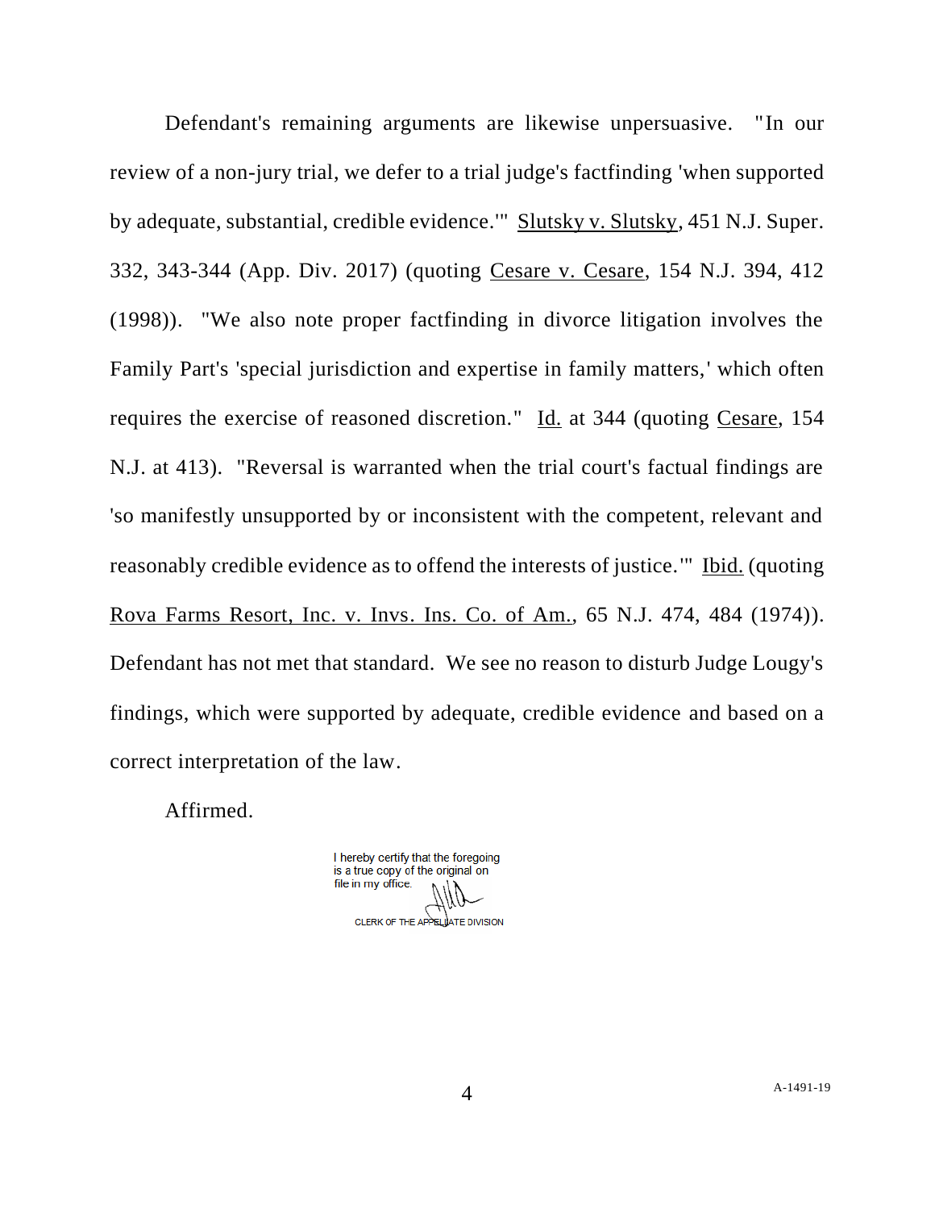Defendant's remaining arguments are likewise unpersuasive. "In our review of a non-jury trial, we defer to a trial judge's factfinding 'when supported by adequate, substantial, credible evidence.'" Slutsky v. Slutsky, 451 N.J. Super. 332, 343-344 (App. Div. 2017) (quoting Cesare v. Cesare, 154 N.J. 394, 412 (1998)). "We also note proper factfinding in divorce litigation involves the Family Part's 'special jurisdiction and expertise in family matters,' which often requires the exercise of reasoned discretion." Id. at 344 (quoting Cesare, 154 N.J. at 413). "Reversal is warranted when the trial court's factual findings are 'so manifestly unsupported by or inconsistent with the competent, relevant and reasonably credible evidence as to offend the interests of justice.'" Ibid. (quoting Rova Farms Resort, Inc. v. Invs. Ins. Co. of Am., 65 N.J. 474, 484 (1974)). Defendant has not met that standard. We see no reason to disturb Judge Lougy's findings, which were supported by adequate, credible evidence and based on a correct interpretation of the law.

Affirmed.

I hereby certify that the foregoing is a true copy of the original on file in my office.

CLERK OF THE APPELLATE DIVISION